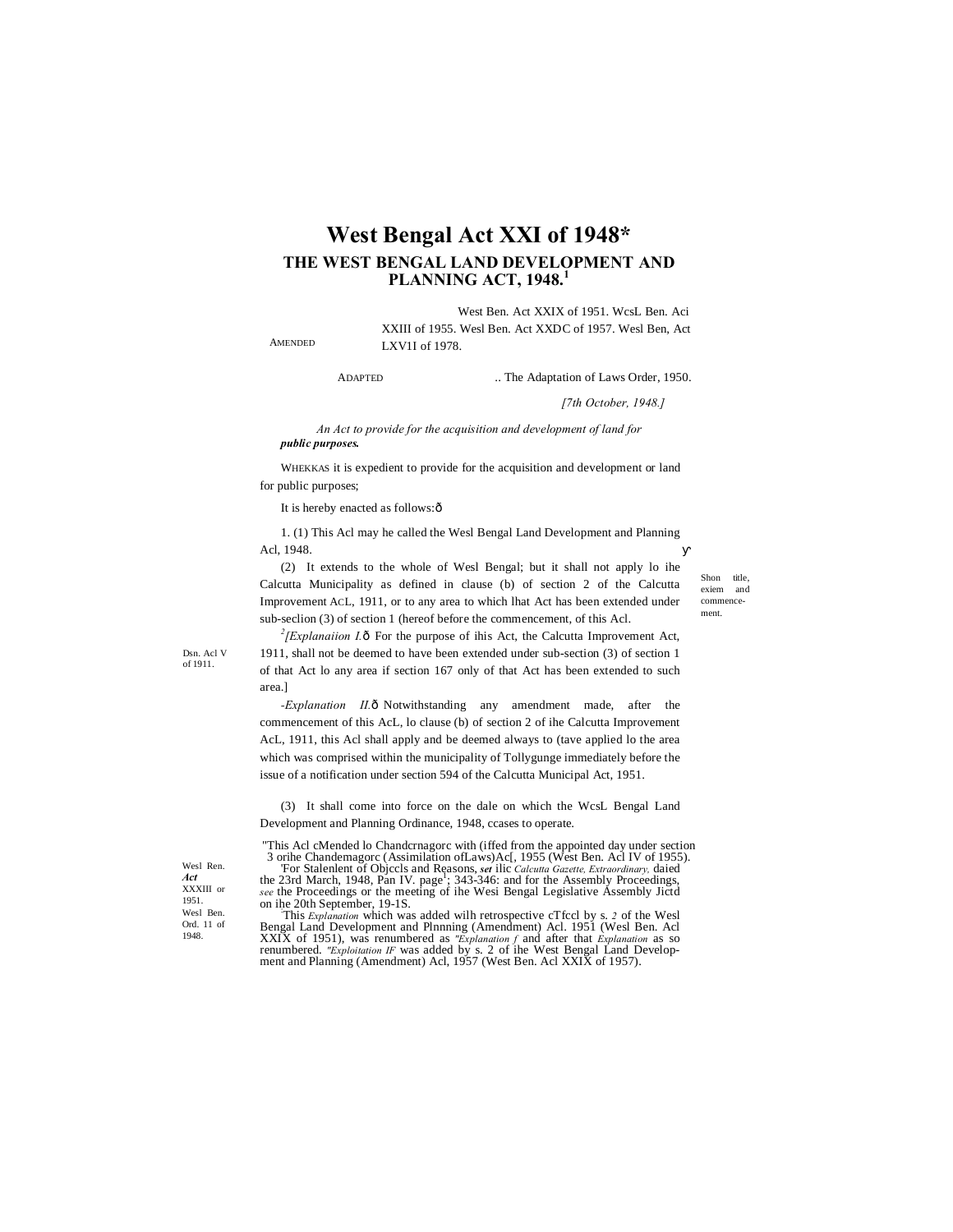# West Bengal Act XXI of 1948*

## THE WEST BENGAL LAND DEVELOPMENT AND PLANNING ACT, 1948.[1]

AMENDED West Ben. Act XXIX of 1951. WcsL Ben. Aci XXIII of 1955. Wesl Ben. Act XXDC of 1957. Wesl Ben, Act LXV1I of 1978.

ADAPTED .. The Adaptation of Laws Order, 1950.

*[7th October, 1948.]*

*An Act to provide for the acquisition and development of land for* ***public purposes.***

WHEKKAS it is expedient to provide for the acquisition and development or land for public purposes;

It is hereby enacted as follows:ð

Shon title, exiem and commencement.

1. (1) This Acl may he called the Wesl Bengal Land Development and Planning Acl, 1948.

(2) It extends to the whole of Wesl Bengal; but it shall not apply lo ihe Calcutta Municipality as defined in clause (b) of section 2 of the Calcutta Improvement ACL, 1911, or to any area to which lhat Act has been extended under sub-seclion (3) of section 1 (hereof before the commencement, of this Acl.

Dsn. Acl V of 1911.

[2]*[Explanaiion I.*ð For the purpose of ihis Act, the Calcutta Improvement Act, 1911, shall not be deemed to have been extended under sub-section (3) of section 1 of that Act lo any area if section 167 only of that Act has been extended to such area.]

-*Explanation II.*ð Notwithstanding any amendment made, after the commencement of this AcL, lo clause (b) of section 2 of ihe Calcutta Improvement AcL, 1911, this Acl shall apply and be deemed always to (tave applied lo the area which was comprised within the municipality of Tollygunge immediately before the issue of a notification under section 594 of the Calcutta Municipal Act, 1951.

Wesl Ren. ***Act*** XXXIII or 1951. Wesl Ben. Ord. 11 of 1948.

(3) It shall come into force on the dale on which the WcsL Bengal Land Development and Planning Ordinance, 1948, ccases to operate.

"This Acl cMended lo Chandcrnagorc with (iffed from the appointed day under section 3 orihe Chandemagorc (Assimilation ofLaws)Ac[, 1955 (West Ben. Acl IV of 1955).

'For Stalenlent of Objccls and Reasons, ***set*** ilic *Calcutta Gazette, Extraordinary,* daied the 23rd March, 1948, Pan IV. page[1]; 343-346: and for the Assembly Proceedings, *see* the Proceedings or the meeting of ihe Wesi Bengal Legislative Assembly Jictd on ihe 20th September, 19-1S.

'This *Explanation* which was added wilh retrospective cTfccl by s. *2* of the Wesl Bengal Land Development and Plnnning (Amendment) Acl. 1951 (Wesl Ben. Acl XXIX of 1951), was renumbered as *"Explanation f* and after that *Explanation* as so renumbered. *"Exploitation IF* was added by s. 2 of ihe West Bengal Land Development and Planning (Amendment) Acl, 1957 (West Ben. Acl XXIX of 1957).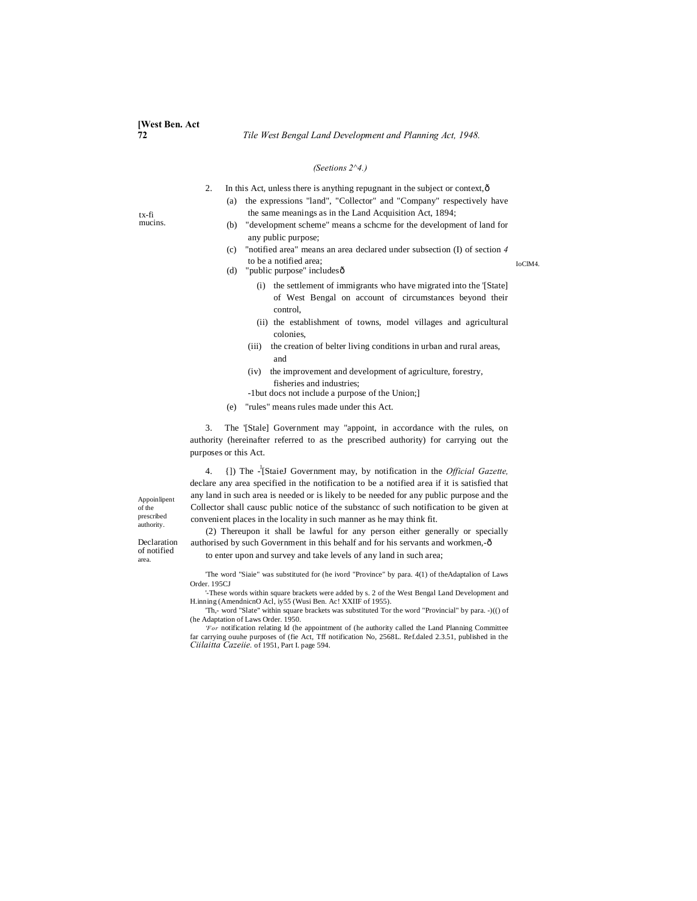(Seetions 2^4.)

tx-fi mucins.

2. In this Act, unless there is anything repugnant in the subject or context,ô

(a) the expressions "land", "Collector" and "Company" respectively have the same meanings as in the Land Acquisition Act, 1894;

(b) "development scheme" means a schcme for the development of land for any public purpose;

(c) "notified area" means an area declared under subsection (I) of section *4* to be a notified area;

(d) "public purpose" includesô

(i) the settlement of immigrants who have migrated into the '[State] of West Bengal on account of circumstances beyond their control,

(ii) the establishment of towns, model villages and agricultural colonies,

(iii) the creation of belter living conditions in urban and rural areas, and

(iv) the improvement and development of agriculture, forestry, fisheries and industries;

-1but docs not include a purpose of the Union;]

(e) "rules" means rules made under this Act.

IoClM4.

Appoinlipent of the prescribed authority.

3. The '[Stale] Government may "appoint, in accordance with the rules, on authority (hereinafter referred to as the prescribed authority) for carrying out the purposes or this Act.

Declaration of notified area.

4. {]) The -[StaieJ Government may, by notification in the *Official Gazette,* declare any area specified in the notification to be a notified area if it is satisfied that any land in such area is needed or is likely to be needed for any public purpose and the Collector shall causc public notice of the substancc of such notification to be given at convenient places in the locality in such manner as he may think fit.

(2) Thereupon it shall be lawful for any person either generally or specially authorised by such Government in this behalf and for his servants and workmen,-ô

to enter upon and survey and take levels of any land in such area;

'The word "Siaie" was substituted for (he ivord "Province" by para. 4(1) of theAdaptalion of Laws Order. 195CJ

'-These words within square brackets were added by s. 2 of the West Bengal Land Development and H.inning (AmendnicnO Acl, iy55 (Wusi Ben. Ac! XXIIF of 1955).

'Th,- word "Slate" within square brackets was substituted Tor the word "Provincial" by para. -)(() of (he Adaptation of Laws Order. 1950.

*'For* notification relating Id (he appointment of (he authority called the Land Planning Committee far carrying ouuhe purposes of (fie Act, Tff notification No, 2568L. Ref.daled 2.3.51, published in the *Ciilaitta Cazeiie.* of 1951, Part I. page 594.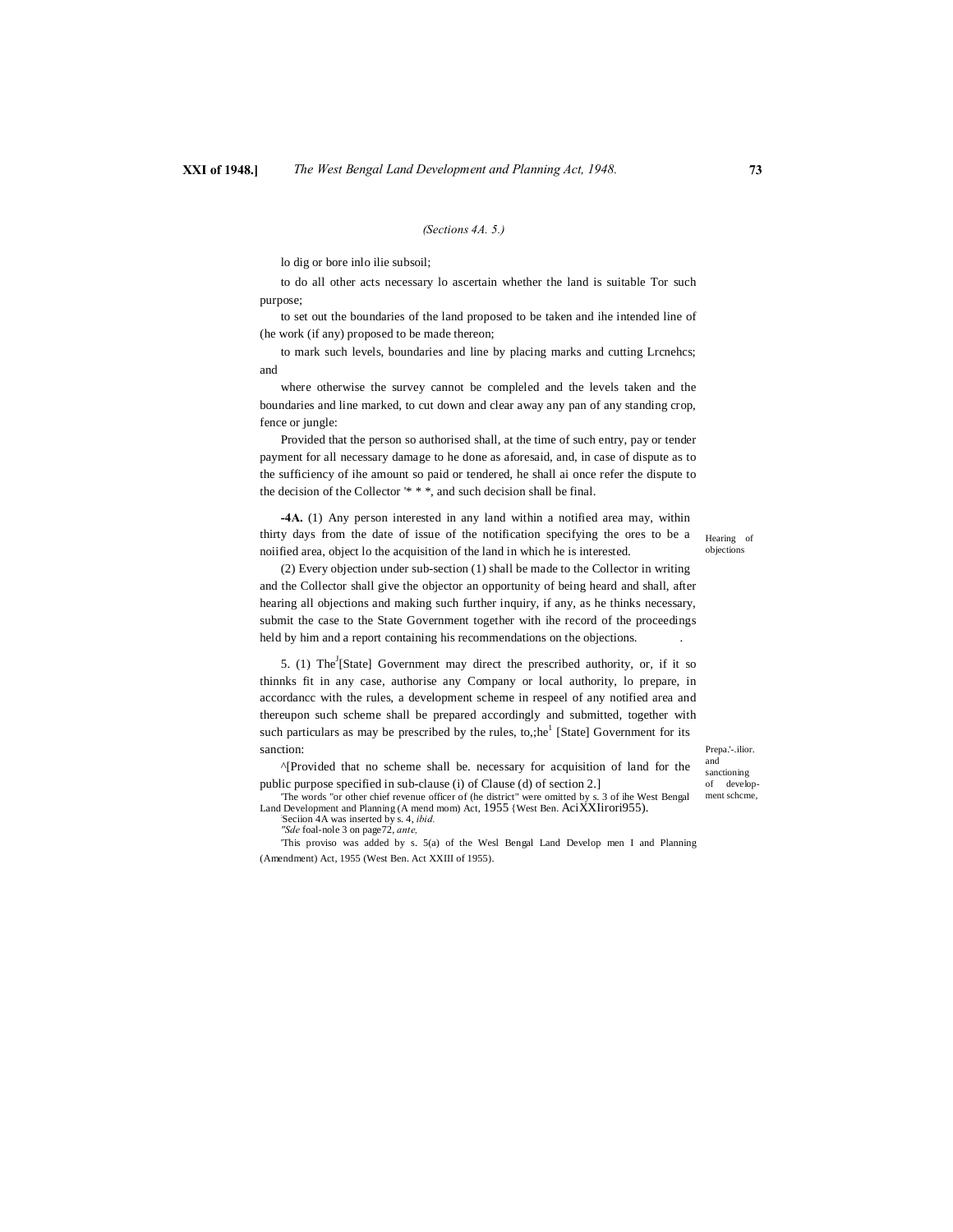*(Sections 4A. 5.)*

lo dig or bore inlo ilie subsoil;

to do all other acts necessary lo ascertain whether the land is suitable Tor such purpose;

to set out the boundaries of the land proposed to be taken and ihe intended line of (he work (if any) proposed to be made thereon;

to mark such levels, boundaries and line by placing marks and cutting Lrcnehcs; and

where otherwise the survey cannot be compleled and the levels taken and the boundaries and line marked, to cut down and clear away any pan of any standing crop, fence or jungle:

Provided that the person so authorised shall, at the time of such entry, pay or tender payment for all necessary damage to he done as aforesaid, and, in case of dispute as to the sufficiency of ihe amount so paid or tendered, he shall ai once refer the dispute to the decision of the Collector '* * *, and such decision shall be final.

Hearing of objections

**-4A.** (1) Any person interested in any land within a notified area may, within thirty days from the date of issue of the notification specifying the ores to be a noiified area, object lo the acquisition of the land in which he is interested.

(2) Every objection under sub-section (1) shall be made to the Collector in writing and the Collector shall give the objector an opportunity of being heard and shall, after hearing all objections and making such further inquiry, if any, as he thinks necessary, submit the case to the State Government together with ihe record of the proceedings held by him and a report containing his recommendations on the objections.

Prepa.'-.ilior. and sanctioning of development schcme,

5. (1) The[J][State] Government may direct the prescribed authority, or, if it so thinnks fit in any case, authorise any Company or local authority, lo prepare, in accordancc with the rules, a development scheme in respeel of any notified area and thereupon such scheme shall be prepared accordingly and submitted, together with such particulars as may be prescribed by the rules, to,;he[1] [State] Government for its sanction:

^[Provided that no scheme shall be. necessary for acquisition of land for the public purpose specified in sub-clause (i) of Clause (d) of section 2.]

'The words "or other chief revenue officer of (he district" were omitted by s. 3 of ihe West Bengal Land Development and Planning (A mend mom) Act, 1955 {West Ben. AciXXIirori955).

'Seciion 4A was inserted by s. 4, *ibid.*

*"Sde* foal-nole 3 on page72, *ante,*

'This proviso was added by s. 5(a) of the Wesl Bengal Land Develop men I and Planning (Amendment) Act, 1955 (West Ben. Act XXIII of 1955).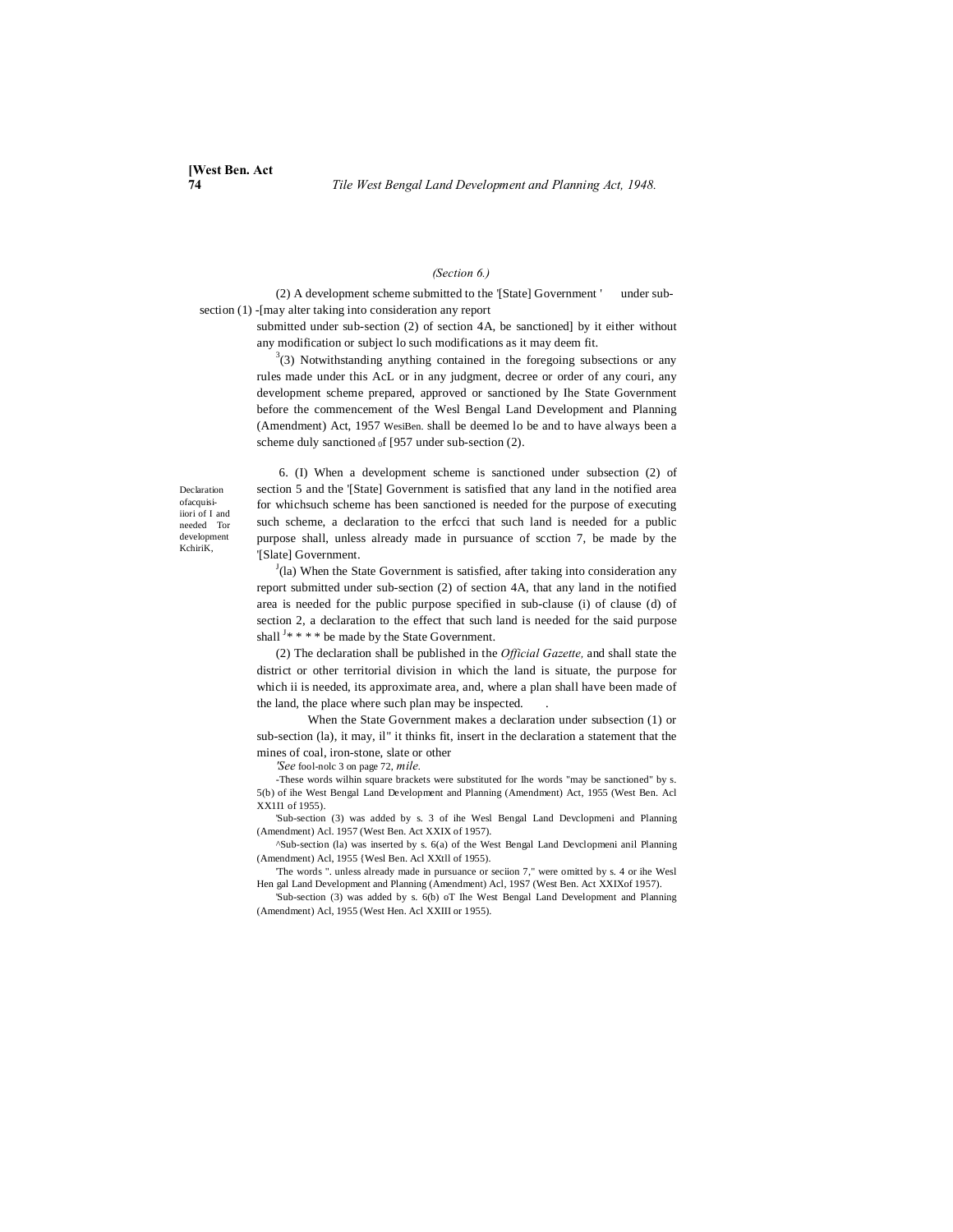(Section 6.)

(2) A development scheme submitted to the '[State] Government ' under sub-section (1) -[may alter taking into consideration any report submitted under sub-section (2) of section 4A, be sanctioned] by it either without any modification or subject lo such modifications as it may deem fit.

[3](3) Notwithstanding anything contained in the foregoing subsections or any rules made under this AcL or in any judgment, decree or order of any couri, any development scheme prepared, approved or sanctioned by Ihe State Government before the commencement of the Wesl Bengal Land Development and Planning (Amendment) Act, 1957 WesiBen. shall be deemed lo be and to have always been a scheme duly sanctioned of [957 under sub-section (2).

Declaration ofacquisi-iiori of I and needed Tor development KchiriK,

6. (I) When a development scheme is sanctioned under subsection (2) of section 5 and the '[State] Government is satisfied that any land in the notified area for whichsuch scheme has been sanctioned is needed for the purpose of executing such scheme, a declaration to the erfcci that such land is needed for a public purpose shall, unless already made in pursuance of scction 7, be made by the '[Slate] Government.

[J](la) When the State Government is satisfied, after taking into consideration any report submitted under sub-section (2) of section 4A, that any land in the notified area is needed for the public purpose specified in sub-clause (i) of clause (d) of section 2, a declaration to the effect that such land is needed for the said purpose shall [J]* * * * be made by the State Government.

(2) The declaration shall be published in the *Official Gazette,* and shall state the district or other territorial division in which the land is situate, the purpose for which ii is needed, its approximate area, and, where a plan shall have been made of the land, the place where such plan may be inspected.

When the State Government makes a declaration under subsection (1) or sub-section (la), it may, il" it thinks fit, insert in the declaration a statement that the mines of coal, iron-stone, slate or other

*'See* fool-nolc 3 on page 72, *mile.*

-These words wilhin square brackets were substituted for Ihe words "may be sanctioned" by s. 5(b) of ihe West Bengal Land Development and Planning (Amendment) Act, 1955 (West Ben. Acl XXII1 of 1955).

'Sub-section (3) was added by s. 3 of ihe Wesl Bengal Land Devclopmeni and Planning (Amendment) Acl. 1957 (West Ben. Act XXIX of 1957).

^Sub-section (la) was inserted by s. 6(a) of the West Bengal Land Devclopmeni anil Planning (Amendment) Acl, 1955 {Wesl Ben. Acl XXtll of 1955).

'The words ". unless already made in pursuance or seciion 7," were omitted by s. 4 or ihe Wesl Hen gal Land Development and Planning (Amendment) Acl, 19S7 (West Ben. Act XXIXof 1957).

'Sub-section (3) was added by s. 6(b) oT Ihe West Bengal Land Development and Planning (Amendment) Acl, 1955 (West Hen. Acl XXIII or 1955).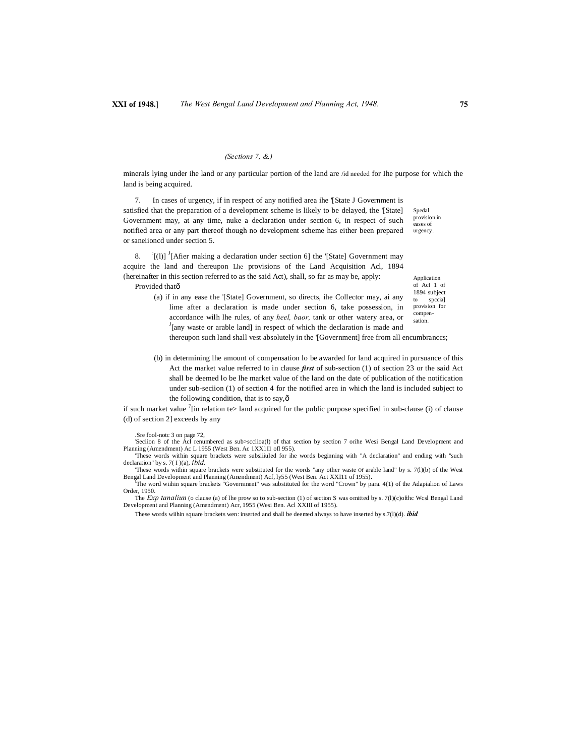(Sections 7, &.)

minerals lying under ihe land or any particular portion of the land are /id needed for Ihe purpose for which the land is being acquired.

Spedal provision in eases of urgency.

7. In cases of urgency, if in respect of any notified area ihe '[State J Government is satisfied that the preparation of a development scheme is likely to be delayed, the '[State] Government may, at any time, nuke a declaration under section 6, in respect of such notified area or any part thereof though no development scheme has either been prepared or saneiioncd under section 5.

Application of Acl 1 of 1894 subject to spccia] provision for compensation.

8. [2][(l)] [3][Afier making a declaration under section 6] the '[State] Government may acquire the land and thereupon Lhe provisions of the Land Acquisition Acl, 1894 (hereinafter in this section referred to as the said Act), shall, so far as may be, apply:

Provided thatð

(a) if in any ease the '[State] Government, so directs, ihe Collector may, ai any lime after a declaration is made under section 6, take possession, in accordance wilh lhe rules, of any *heel, baor,* tank or other watery area, or [4][any waste or arable land] in respect of which the declaration is made and thereupon such land shall vest absolutely in the '[Government] free from all encumbranccs;

(b) in determining lhe amount of compensation lo be awarded for land acquired in pursuance of this Act the market value referred to in clause ***first*** of sub-section (1) of section 23 or the said Act shall be deemed lo be lhe market value of the land on the date of publication of the notification under sub-seciion (1) of section 4 for the notified area in which the land is included subject to the following condition, that is to say,ð

if such market value [7][in relation te> land acquired for the public purpose specified in sub-clause (i) of clause (d) of section 2] exceeds by any

.Sre fool-notc 3 on page 72,

[2]Seciion 8 of the Acl renumbered as sub>scclioa(l) of that section by section 7 orihe Wesi Bengal Land Development and Planning (Amendment) Ac L 1955 (West Ben. Ac 1XX1I1 ofl 955).

[3]These words within square brackets were subsiiiuled for ihe words beginning with "A declaration" and ending with "such declaration" by s. 7( I )(a), *ibid.*

[4]These words within square brackets were substituted for the words "any other waste or arable land" by s. 7(l)(b) of the West Bengal Land Development and Planning (Amendment) Acf, ly55 (West Ben. Act XXI11 of 1955).

[5]The word wiihin square brackets "Government" was substituted for the word "Crown" by para. 4(1) of the Adapialion of Laws Order, 1950.

The *Exp tanaliun* (o clause (a) of lhe prow so to sub-section (1) of section S was omitted by s. 7(l)(c)ofthc Wcsl Bengal Land Development and Planning (Amendment) Acr, 1955 (Wesi Ben. Acl XXIII of 1955).

These words wiihin square brackets wen: inserted and shall be deemed always to have inserted by s.7(l)(d). ***ibid***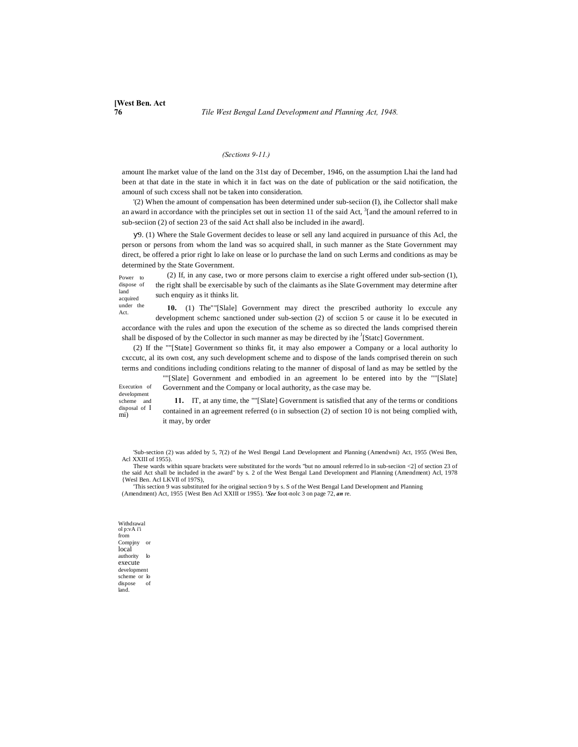*(Sections 9-11.)*

amount Ihe market value of the land on the 31st day of December, 1946, on the assumption Lhai the land had been at that date in the state in which it in fact was on the date of publication or the said notification, the amounl of such cxcess shall not be taken into consideration.

'(2) When the amount of compensation has been determined under sub-seciion (I), ihe Collector shall make an award in accordance with the principles set out in section 11 of the said Act, [3][and the amounl referred to in sub-seciion (2) of section 23 of the said Act shall also be included in ihe award].

Power to dispose of land acquired under the Act.

у9. (1) Where the Stale Goverment decides to lease or sell any land acquired in pursuance of this Acl, the person or persons from whom the land was so acquired shall, in such manner as the State Government may direct, be offered a prior right lo lake on lease or lo purchase the land on such Lerms and conditions as may be determined by the State Government.

(2) If, in any case, two or more persons claim to exercise a right offered under sub-section (1), the right shall be exercisable by such of the claimants as ihe Slate Government may determine after such enquiry as it thinks lit.

Execution of development scheme and disposal of I mi)

**10.** (1) The""[Slale] Government may direct the prescribed authority lo exccule any development schemc sanctioned under sub-section (2) of scciion 5 or cause it lo be executed in accordance with the rules and upon the execution of the scheme as so directed the lands comprised therein shall be disposed of by the Collector in such manner as may be directed by ihe [J][Statc] Government.

(2) If the ""[State] Government so thinks fit, it may also empower a Company or a local authority lo cxccutc, al its own cost, any such development scheme and to dispose of the lands comprised therein on such terms and conditions including conditions relating to the manner of disposal of land as may be settled by the ""[Slate] Government and embodied in an agreement lo be entered into by the ""[Slate] Government and the Company or local authority, as the case may be.

Withdrawal ol p:vA i'i from Compjny or local authority lo execute development scheme or lo dispose of land.

**11.** IT, at any time, the ""[Slate] Government is satisfied that any of the terms or conditions contained in an agreement referred (o in subsection (2) of section 10 is not being complied with, it may, by order

---

'Sub-section (2) was added by 5, 7(2) of ihe Wesl Bengal Land Development and Planning (Amendwni) Act, 1955 (Wesi Ben, Acl XXIII of 1955).

These wards within square brackets were substituted for the words "but no amounl referred lo in sub-seciion <2] of section 23 of the said Act shall be included in the award" by s. 2 of the West Bengal Land Development and Planning (Amendment) Acl, 1978 {Wesl Ben. Acl LKVIl of 197S),

'This section 9 was substituted for ihe original section 9 by s. S of the West Bengal Land Development and Planning (Amendment) Act, 1955 {West Ben Acl XXIII or 19S5). ***'See*** foot-nolc 3 on page 72, ***an*** re.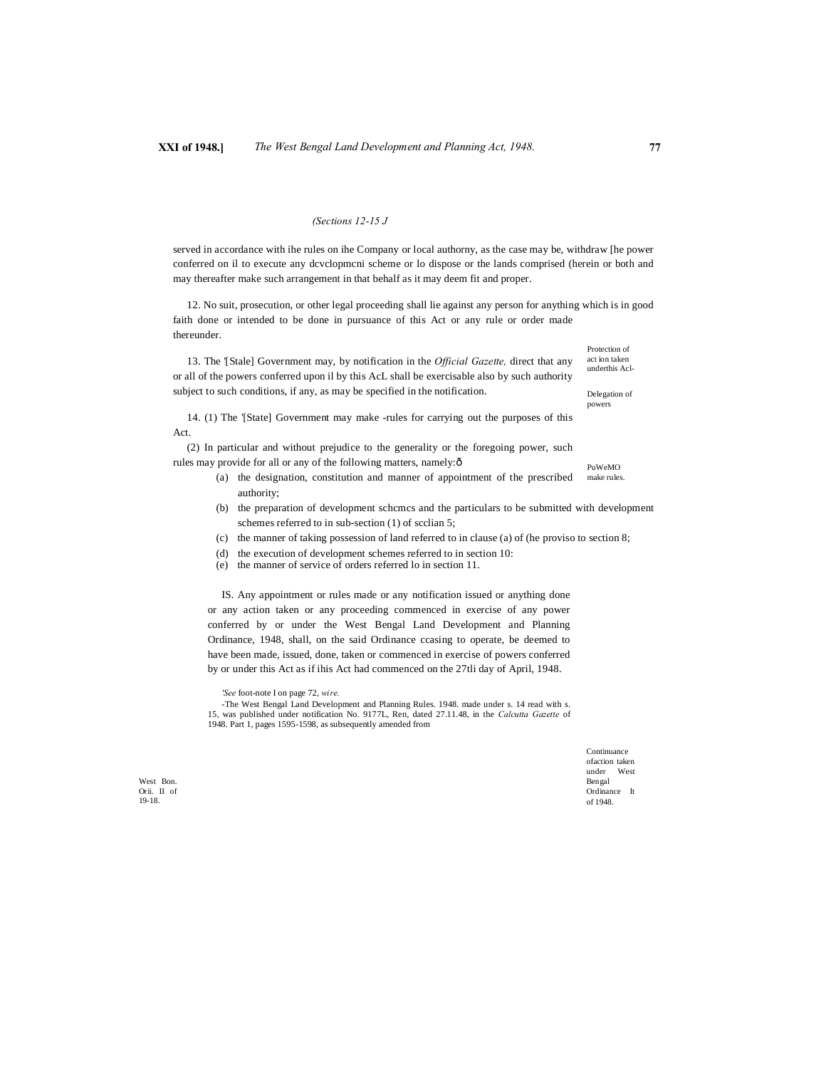*(Sections 12-15 J*

served in accordance with ihe rules on ihe Company or local authorny, as the case may be, withdraw [he power conferred on il to execute any dcvclopmcni scheme or lo dispose or the lands comprised (herein or both and may thereafter make such arrangement in that behalf as it may deem fit and proper.

Protection of act ion taken underthis Acl-

12. No suit, prosecution, or other legal proceeding shall lie against any person for anything which is in good faith done or intended to be done in pursuance of this Act or any rule or order made thereunder.

Delegation of powers

13. The '[Stale] Government may, by notification in the *Official Gazette,* direct that any or all of the powers conferred upon il by this AcL shall be exercisable also by such authority subject to such conditions, if any, as may be specified in the notification.

PuWeMO make rules.

14. (1) The '[State] Government may make -rules for carrying out the purposes of this Act.

(2) In particular and without prejudice to the generality or the foregoing power, such rules may provide for all or any of the following matters, namely:ô

(a) the designation, constitution and manner of appointment of the prescribed authority;

(b) the preparation of development schcmcs and the particulars to be submitted with development schemes referred to in sub-section (1) of scclian 5;

(c) the manner of taking possession of land referred to in clause (a) of (he proviso to section 8;

(d) the execution of development schemes referred to in section 10:

(e) the manner of service of orders referred lo in section 11.

Continuance ofaction taken under West Bengal Ordinance It of 1948.

West Bon. Orii. II of 19-18.

IS. Any appointment or rules made or any notification issued or anything done or any action taken or any proceeding commenced in exercise of any power conferred by or under the West Bengal Land Development and Planning Ordinance, 1948, shall, on the said Ordinance ccasing to operate, be deemed to have been made, issued, done, taken or commenced in exercise of powers conferred by or under this Act as if ihis Act had commenced on the 27tli day of April, 1948.

'*See* foot-note I on page 72, *wire.*

-The West Bengal Land Development and Planning Rules. 1948. made under s. 14 read with s. 15, was published under notification No. 9177L, Ren, dated 27.11.48, in the *Calcutta Gazette* of 1948. Part 1, pages 1595-1598, as subsequently amended from